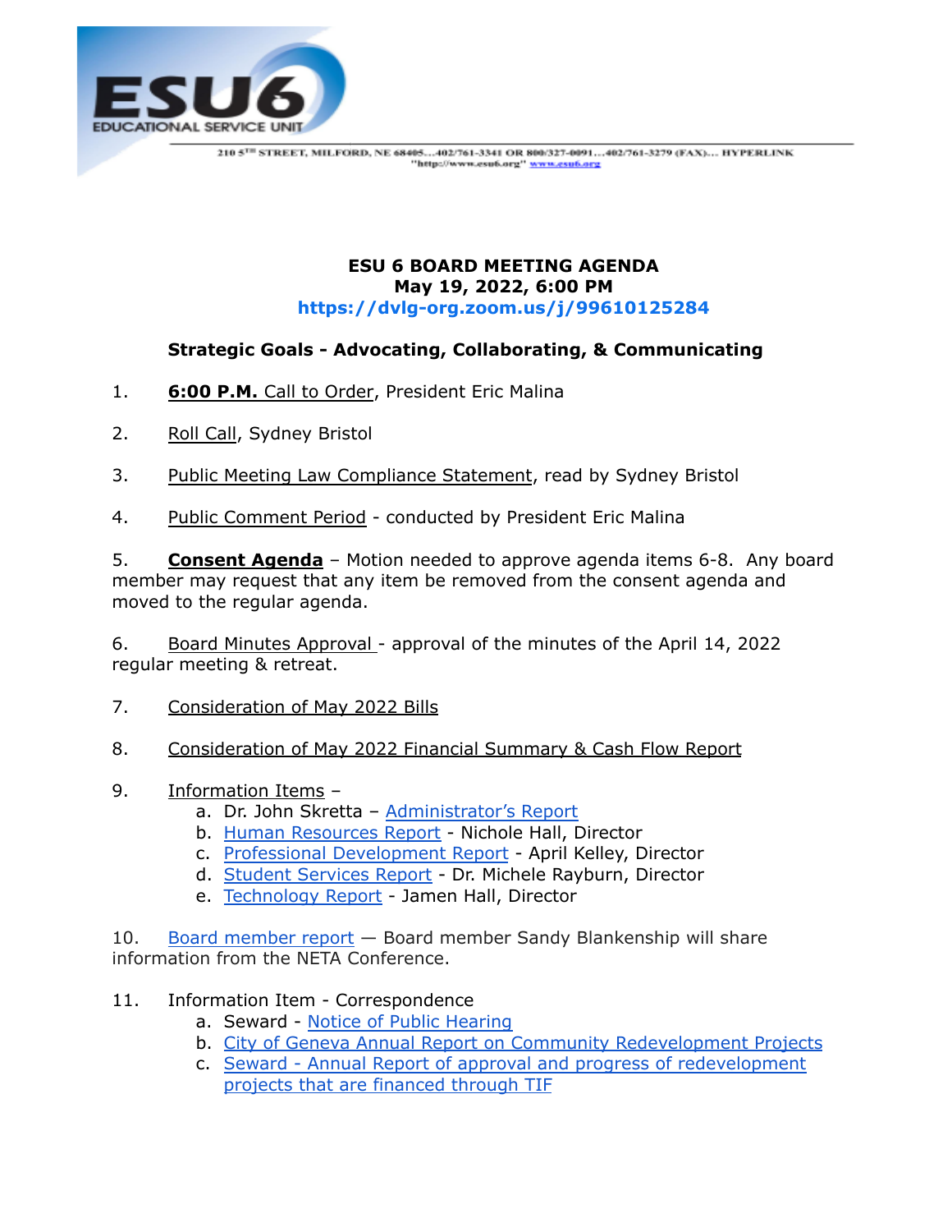ESU6 EDUCATIONAL SERVICE UNIT

210 5TH STREET, MILFORD, NE 68405…402/761-3341 OR 800/327-0091…402/761-3279 (FAX)… HYPERLINK "http://www.esu6.org" www.esu6.org

**ESU 6 BOARD MEETING AGENDA**
**May 19, 2022, 6:00 PM**
**https://dvlg-org.zoom.us/j/99610125284**

**Strategic Goals - Advocating, Collaborating, & Communicating**

1. **6:00 P.M.** Call to Order, President Eric Malina

2. Roll Call, Sydney Bristol

3. Public Meeting Law Compliance Statement, read by Sydney Bristol

4. Public Comment Period - conducted by President Eric Malina

5. **Consent Agenda** – Motion needed to approve agenda items 6-8. Any board member may request that any item be removed from the consent agenda and moved to the regular agenda.

6. Board Minutes Approval - approval of the minutes of the April 14, 2022 regular meeting & retreat.

7. Consideration of May 2022 Bills

8. Consideration of May 2022 Financial Summary & Cash Flow Report

9. Information Items –
   a. Dr. John Skretta – Administrator's Report
   b. Human Resources Report - Nichole Hall, Director
   c. Professional Development Report - April Kelley, Director
   d. Student Services Report - Dr. Michele Rayburn, Director
   e. Technology Report - Jamen Hall, Director

10. Board member report — Board member Sandy Blankenship will share information from the NETA Conference.

11. Information Item - Correspondence
    a. Seward - Notice of Public Hearing
    b. City of Geneva Annual Report on Community Redevelopment Projects
    c. Seward - Annual Report of approval and progress of redevelopment projects that are financed through TIF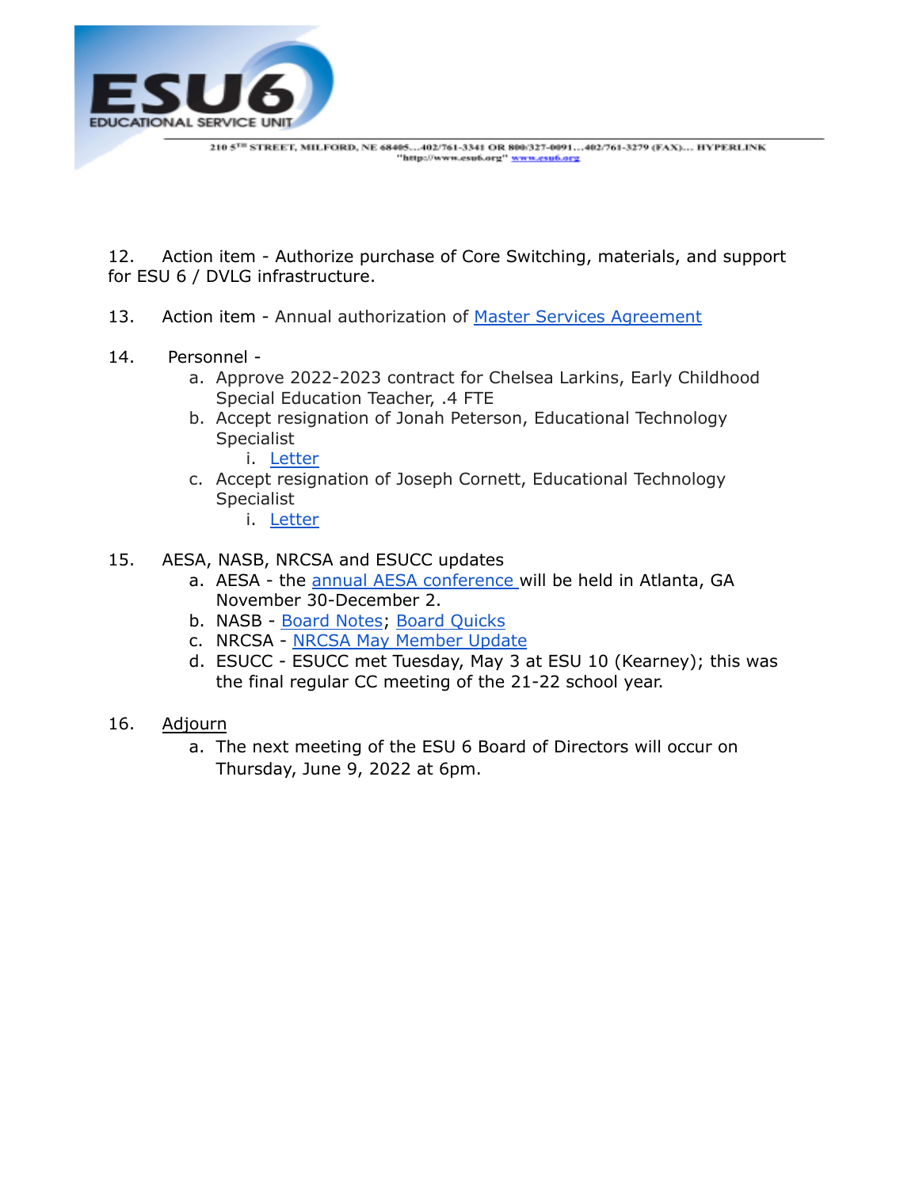12. Action item - Authorize purchase of Core Switching, materials, and support for ESU 6 / DVLG infrastructure.

13. Action item - Annual authorization of Master Services Agreement

14. Personnel -
    a. Approve 2022-2023 contract for Chelsea Larkins, Early Childhood Special Education Teacher, .4 FTE
    b. Accept resignation of Jonah Peterson, Educational Technology Specialist
        i. Letter
    c. Accept resignation of Joseph Cornett, Educational Technology Specialist
        i. Letter

15. AESA, NASB, NRCSA and ESUCC updates
    a. AESA - the annual AESA conference will be held in Atlanta, GA November 30-December 2.
    b. NASB - Board Notes; Board Quicks
    c. NRCSA - NRCSA May Member Update
    d. ESUCC - ESUCC met Tuesday, May 3 at ESU 10 (Kearney); this was the final regular CC meeting of the 21-22 school year.

16. Adjourn
    a. The next meeting of the ESU 6 Board of Directors will occur on Thursday, June 9, 2022 at 6pm.